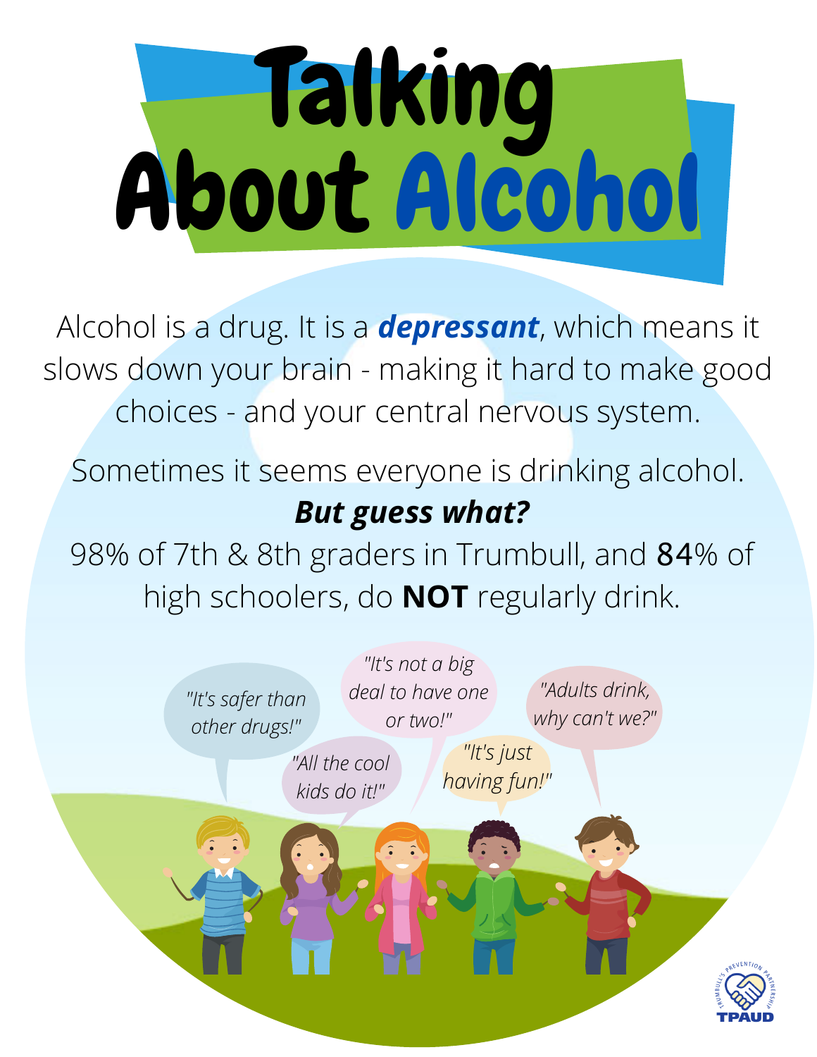# Talking About Alcohol

Alcohol is a drug. It is a ***depressant***, which means it slows down your brain - making it hard to make good choices - and your central nervous system.

Sometimes it seems everyone is drinking alcohol.
***But guess what?***
98% of 7th & 8th graders in Trumbull, and 84% of high schoolers, do **NOT** regularly drink.

*"It's safer than other drugs!"*

*"All the cool kids do it!"*

*"It's not a big deal to have one or two!"*

*"It's just having fun!"*

*"Adults drink, why can't we?"*

TRUMBULL'S PREVENTION PARTNERSHIP
TPAUD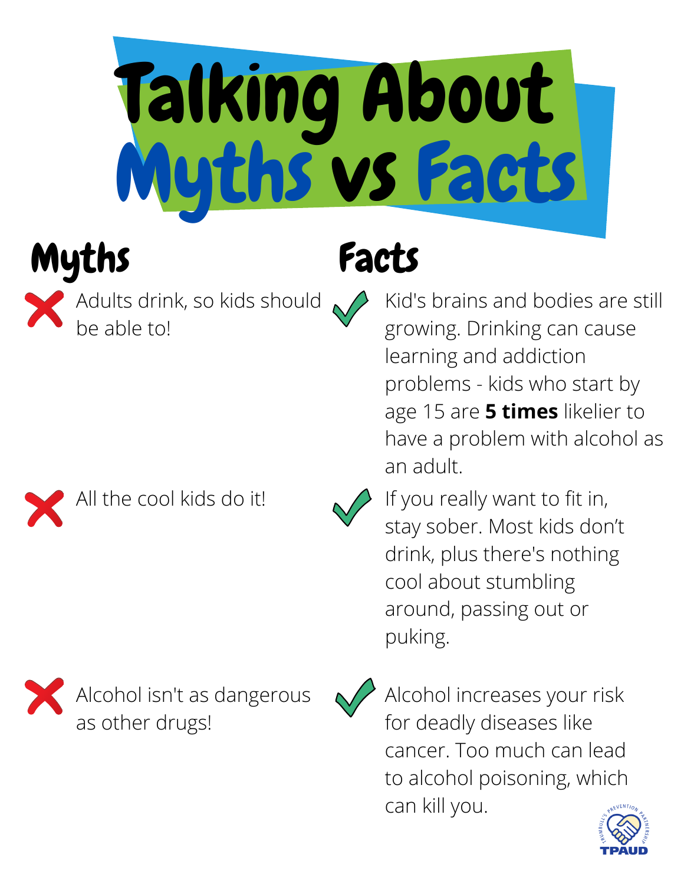# Talking About Myths vs Facts

| Myths | Facts |
|---|---|
| Adults drink, so kids should be able to! | Kid's brains and bodies are still growing. Drinking can cause learning and addiction problems - kids who start by age 15 are **5 times** likelier to have a problem with alcohol as an adult. |
| All the cool kids do it! | If you really want to fit in, stay sober. Most kids don't drink, plus there's nothing cool about stumbling around, passing out or puking. |
| Alcohol isn't as dangerous as other drugs! | Alcohol increases your risk for deadly diseases like cancer. Too much can lead to alcohol poisoning, which can kill you. |

TRUMBULL'S PREVENTION PARTNERSHIP

TPAUD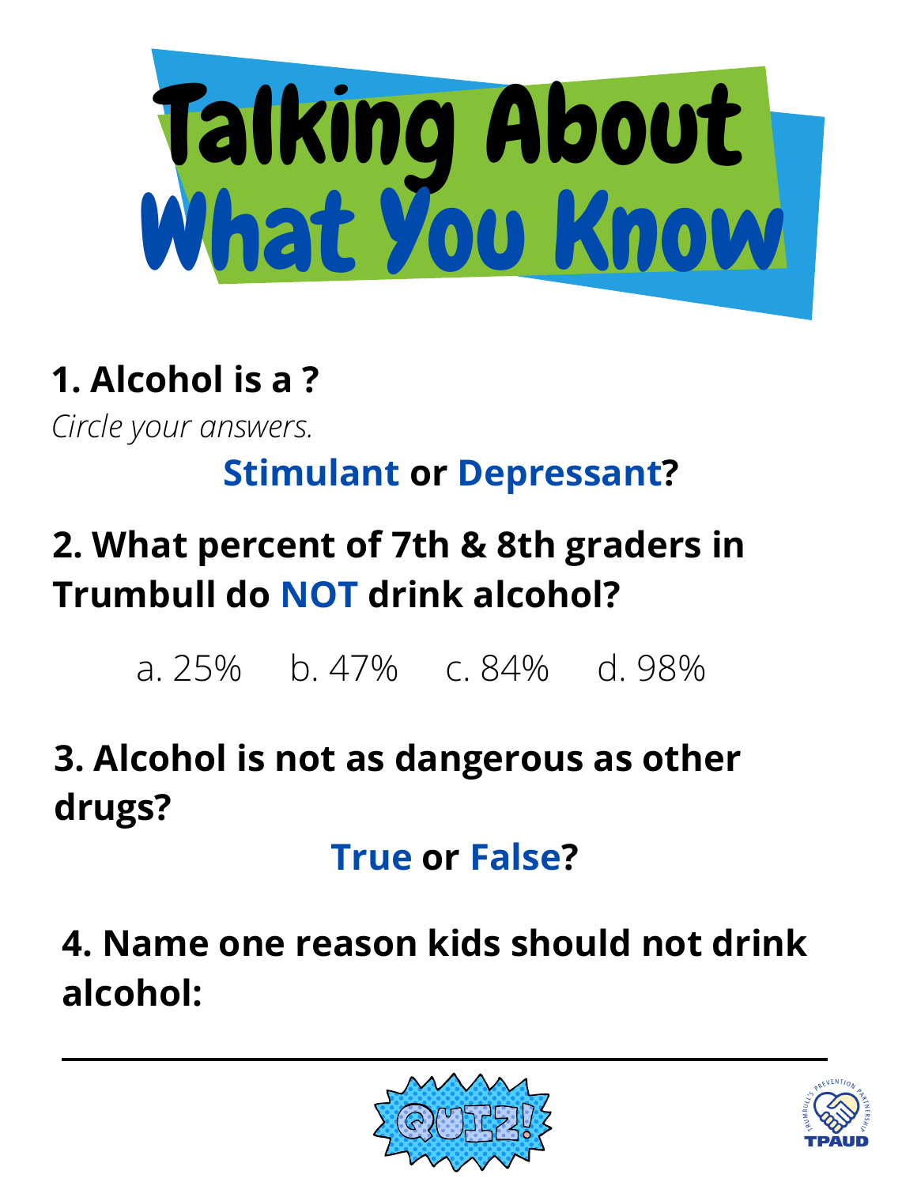# Talking About What You Know

**1. Alcohol is a ?**

*Circle your answers.*

**Stimulant** or **Depressant?**

**2. What percent of 7th & 8th graders in Trumbull do NOT drink alcohol?**

a. 25%   b. 47%   c. 84%   d. 98%

**3. Alcohol is not as dangerous as other drugs?**

**True** or **False?**

**4. Name one reason kids should not drink alcohol:**

\_\_\_\_\_\_\_\_\_\_\_\_\_\_\_\_\_\_\_\_\_\_\_\_\_\_\_\_\_\_\_\_\_\_\_\_\_\_\_\_

QUIZ!

TRUMBULL'S PREVENTION PARTNERSHIP
TPAUD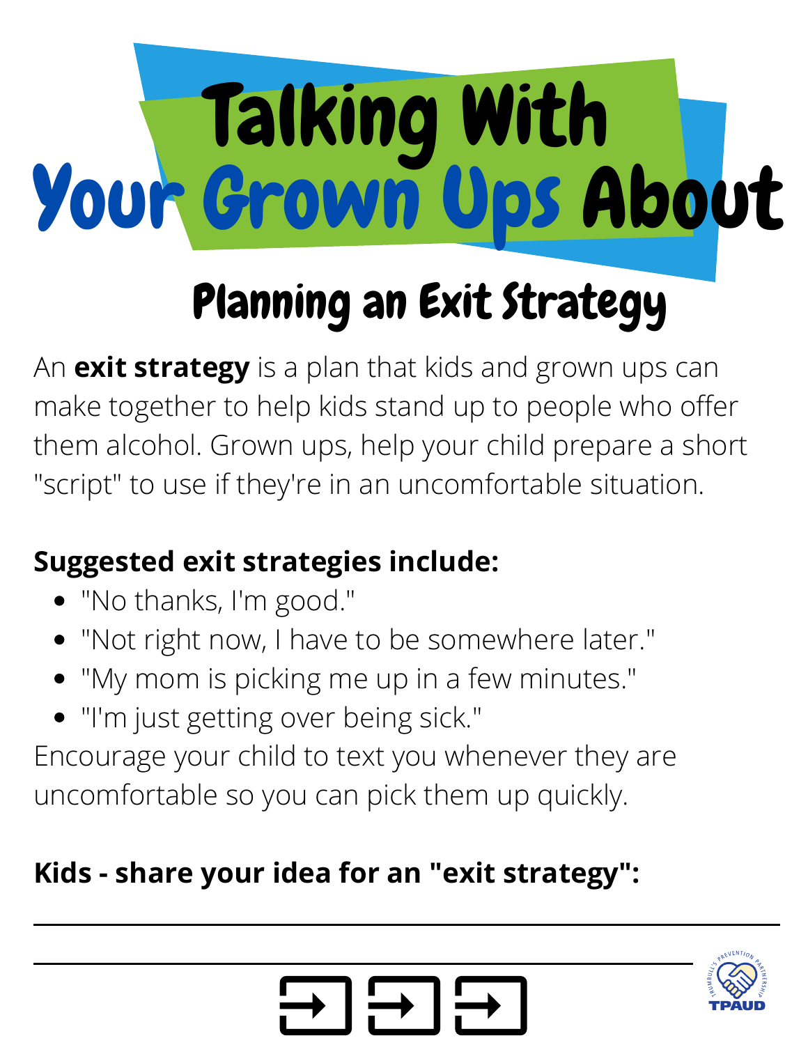# Talking With Your Grown Ups About

## Planning an Exit Strategy

An **exit strategy** is a plan that kids and grown ups can make together to help kids stand up to people who offer them alcohol. Grown ups, help your child prepare a short "script" to use if they're in an uncomfortable situation.

**Suggested exit strategies include:**

- "No thanks, I'm good."
- "Not right now, I have to be somewhere later."
- "My mom is picking me up in a few minutes."
- "I'm just getting over being sick."

Encourage your child to text you whenever they are uncomfortable so you can pick them up quickly.

**Kids - share your idea for an "exit strategy":**

_______________________________________________

_______________________________________________

TRUMBULL'S PREVENTION PARTNERSHIP
TPAUD